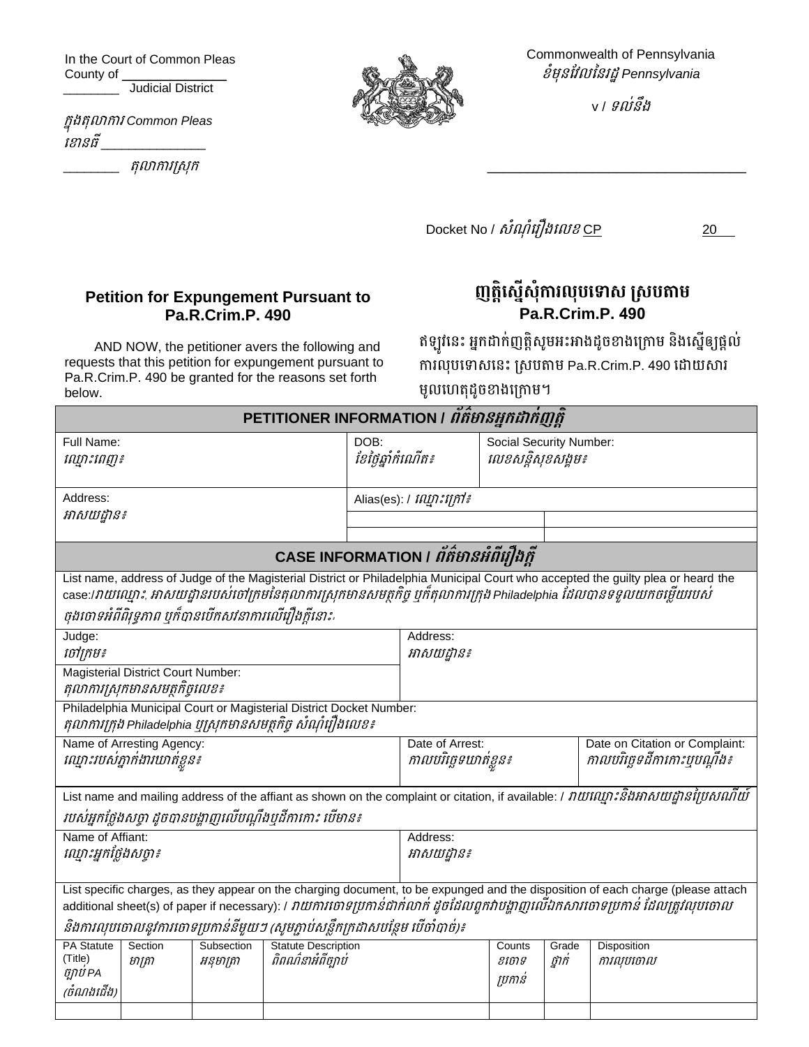In the Court of Common Pleas
County of ______________
________ Judicial District

ក្នុងតុលាការ Common Pleas
ខោនធី ______________
________ តុលាការស្រុក

Commonwealth of Pennsylvania
ខុមមុនវែលនៃរដ្ឋ Pennsylvania

v / ទល់នឹង

________________________________

Docket No / សំណុំរឿងលេខ CP 20

## Petition for Expungement Pursuant to Pa.R.Crim.P. 490

## ញត្តិស្នើសុំការលុបទោស ស្របតាម Pa.R.Crim.P. 490

AND NOW, the petitioner avers the following and requests that this petition for expungement pursuant to Pa.R.Crim.P. 490 be granted for the reasons set forth below.

ឥឡូវនេះ អ្នកដាក់ញត្តិសូមអះអាងដូចខាងក្រោម និងស្នើឲ្យផ្តល់ការលុបទោសនេះ ស្របតាម Pa.R.Crim.P. 490 ដោយសារមូលហេតុដូចខាងក្រោម។

| **PETITIONER INFORMATION / ព័ត៌មានអ្នកដាក់ញត្តិ** | | |
|---|---|---|
| Full Name: ឈ្មោះពេញ៖ | DOB: ខែថ្ងៃឆ្នាំកំណើត៖ | Social Security Number: លេខសន្តិសុខសង្គម៖ |
| Address: អាសយដ្ឋាន៖ | Alias(es): / ឈ្មោះក្រៅ៖ | |

| **CASE INFORMATION / ព័ត៌មានអំពីរឿងក្តី** | | |
|---|---|---|
| List name, address of Judge of the Magisterial District or Philadelphia Municipal Court who accepted the guilty plea or heard the case:/រាយឈ្មោះ, អាសយដ្ឋានរបស់ចៅក្រមនៃតុលាការស្រុកមានសមត្ថកិច្ច ឬក៏តុលាការក្រុង Philadelphia ដែលបានទទួលយកចម្លើយរបស់ចុងចោទអំពីពិរុទ្ធភាព ឬក៏បានបើកសវនាការលើរឿងក្តីនោះ៖ | | |
| Judge: ចៅក្រម៖ | Address: អាសយដ្ឋាន៖ | |
| Magisterial District Court Number: តុលាការស្រុកមានសមត្ថកិច្ចលេខ៖ | | |
| Philadelphia Municipal Court or Magisterial District Docket Number: តុលាការក្រុង Philadelphia ឬស្រុកមានសមត្ថកិច្ច សំណុំរឿងលេខ៖ | | |
| Name of Arresting Agency: ឈ្មោះរបស់ភ្នាក់ងារឃាត់ខ្លួន៖ | Date of Arrest: កាលបរិច្ឆេទឃាត់ខ្លួន៖ | Date on Citation or Complaint: កាលបរិច្ឆេទដីកាកោះឬបណ្តឹង៖ |
| List name and mailing address of the affiant as shown on the complaint or citation, if available: / រាយឈ្មោះនិងអាសយដ្ឋានប្រៃសណីយ៍របស់អ្នកថ្លែងសច្ចា ដូចបានបង្ហាញលើបណ្តឹងឬដីកាកោះ បើមាន៖ | | |
| Name of Affiant: ឈ្មោះអ្នកថ្លែងសច្ចា៖ | Address: អាសយដ្ឋាន៖ | |

List specific charges, as they appear on the charging document, to be expunged and the disposition of each charge (please attach additional sheet(s) of paper if necessary): / រាយការចោទប្រកាន់ជាក់លាក់ ដូចដែលពួកវាបង្ហាញលើឯកសារចោទប្រកាន់ ដែលត្រូវលុបចោល និងការលុបចោលនូវការចោទប្រកាន់នីមួយៗ (សូមភ្ជាប់សន្លឹកក្រដាសបន្ថែម បើចាំបាច់)៖

| PA Statute (Title) ច្បាប់ PA (ចំណងជើង) | Section មាត្រា | Subsection អនុមាត្រា | Statute Description ពិពណ៌នាអំពីច្បាប់ | Counts ខចោទប្រកាន់ | Grade ថ្នាក់ | Disposition ការលុបចោល |
|---|---|---|---|---|---|---|
| | | | | | | |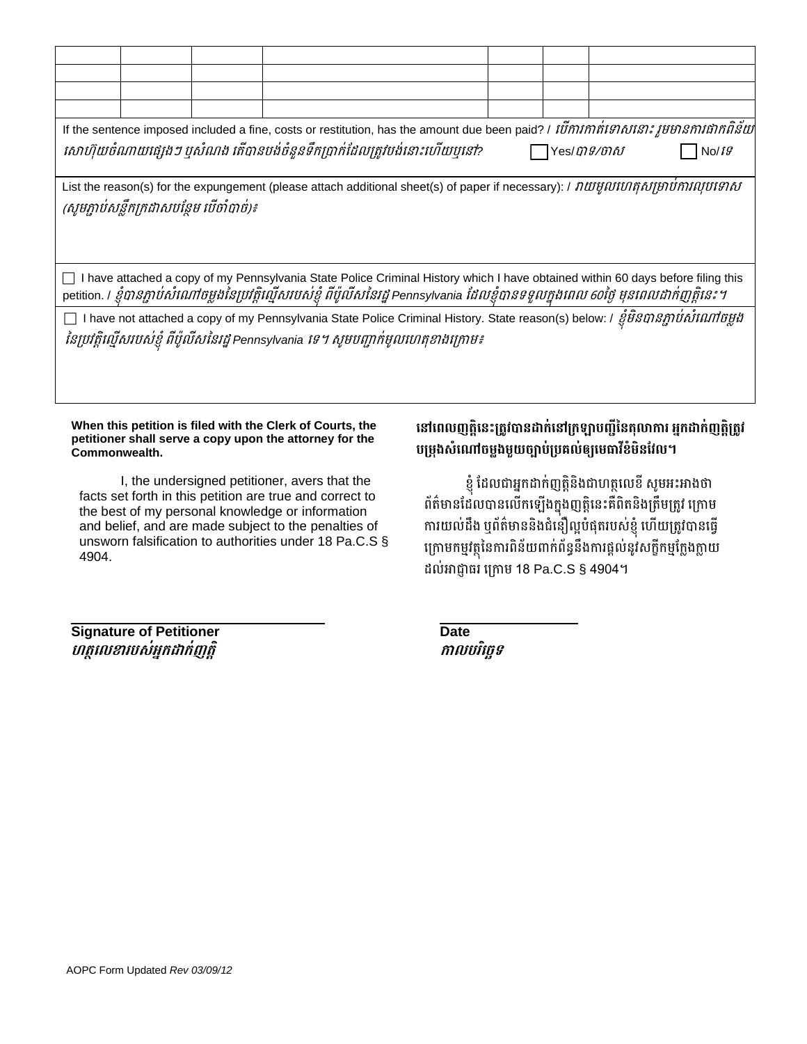| | | | | | | |
|---|---|---|---|---|---|---|
| | | | | | | |
| | | | | | | |
| | | | | | | |
| | | | | | | |

If the sentence imposed included a fine, costs or restitution, has the amount due been paid? / *បើការកាត់ទោសនោះ រួមមានការផាកពិន័យ សោហ៊ុយចំណាយផ្សេងៗ ឬសំណង តើបានបង់ចំនួនទឹកប្រាក់ដែលត្រូវបង់នោះហើយឬនៅ?* ☐ Yes/*បាទ/ចាស* ☐ No/*ទេ*

List the reason(s) for the expungement (please attach additional sheet(s) of paper if necessary): / *រាយមូលហេតុសម្រាប់ការលុបទោស (សូមភ្ជាប់សន្លឹកក្រដាសបន្ថែម បើចាំបាច់)៖*

☐ I have attached a copy of my Pennsylvania State Police Criminal History which I have obtained within 60 days before filing this petition. / *ខ្ញុំបានភ្ជាប់សំណៅចម្លងនៃប្រវត្តិល្មើសរបស់ខ្ញុំ ពីប៉ូលីសនៃរដ្ឋ Pennsylvania ដែលខ្ញុំបានទទួលក្នុងពេល 60ថ្ងៃ មុនពេលដាក់ញត្តិនេះ។*

☐ I have not attached a copy of my Pennsylvania State Police Criminal History. State reason(s) below: / *ខ្ញុំមិនបានភ្ជាប់សំណៅចម្លងនៃប្រវត្តិល្មើសរបស់ខ្ញុំ ពីប៉ូលីសនៃរដ្ឋ Pennsylvania ទេ។ សូមបញ្ជាក់មូលហេតុខាងក្រោម៖*

**When this petition is filed with the Clerk of Courts, the petitioner shall serve a copy upon the attorney for the Commonwealth.**

I, the undersigned petitioner, avers that the facts set forth in this petition are true and correct to the best of my personal knowledge or information and belief, and are made subject to the penalties of unsworn falsification to authorities under 18 Pa.C.S § 4904.

**នៅពេលញត្តិនេះត្រូវបានដាក់នៅក្រឡាបញ្ជីនៃតុលាការ អ្នកដាក់ញត្តិត្រូវបម្រុងសំណៅចម្លងមួយច្បាប់ប្រគល់ឲ្យមេធាវីខំមិនវែល។**

ខ្ញុំ ដែលជាអ្នកដាក់ញត្តិនិងជាហត្ថលេខី សូមអះអាងថា ព័ត៌មានដែលបានលើកឡើងក្នុងញត្តិនេះគឺពិតនិងត្រឹមត្រូវ ក្រោមការយល់ដឹង ឬព័ត៌មាននិងជំនឿល្អបំផុតរបស់ខ្ញុំ ហើយត្រូវបានធ្វើក្រោមកម្មវត្ថុនៃការពិន័យពាក់ព័ន្ធនឹងការផ្តល់នូវសក្ខីកម្មក្លែងក្លាយដល់អាជ្ញាធរ ក្រោម 18 Pa.C.S § 4904។

**Signature of Petitioner**
***ហត្ថលេខារបស់អ្នកដាក់ញត្តិ***

**Date**
***កាលបរិច្ឆេទ***

AOPC Form Updated *Rev 03/09/12*